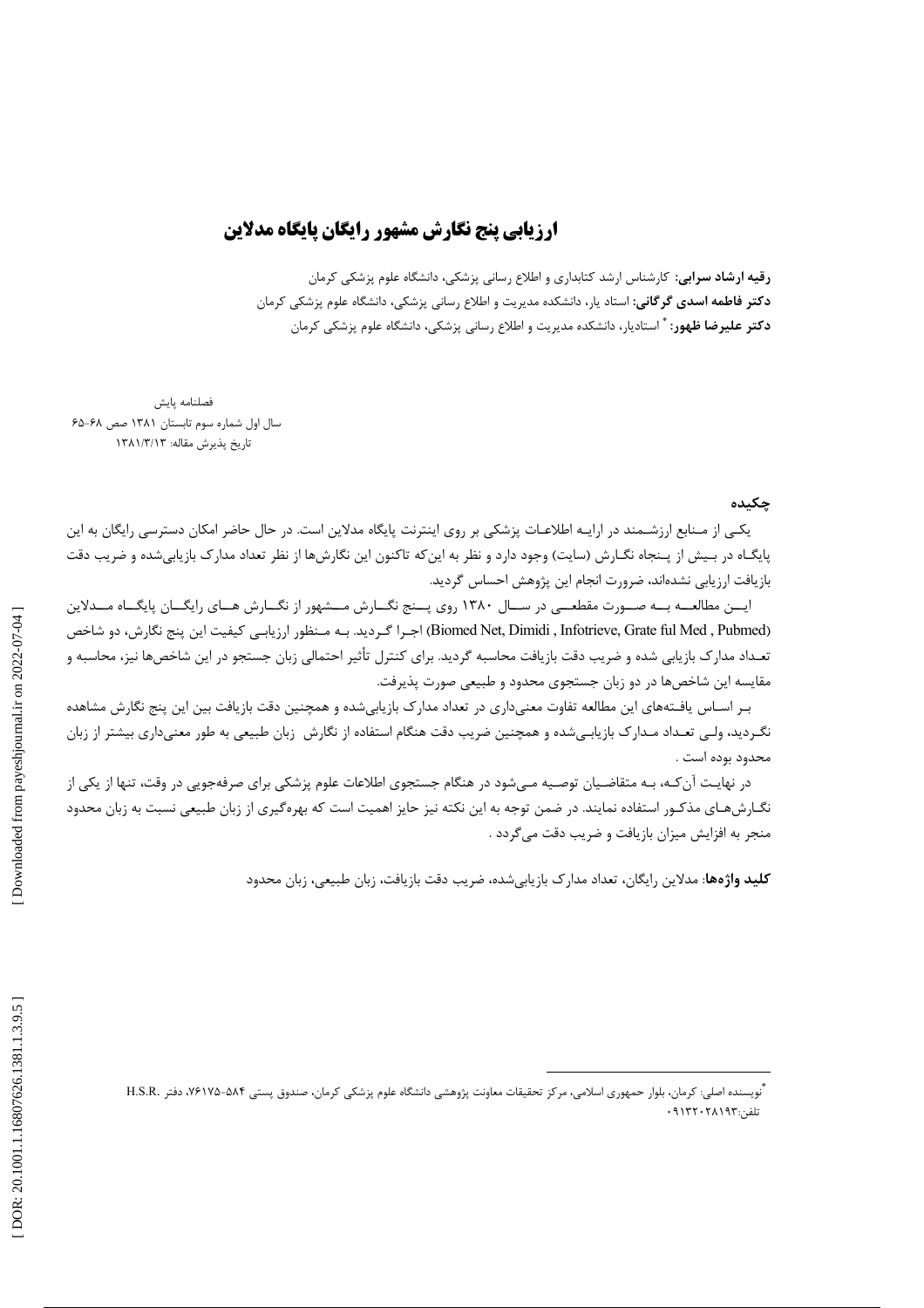# ارزیابی پنج نگارش مشهور رایگان پایگاه مدلاین

**رقیه ارشاد سرابی:** کارشناس ارشد کتابداری و اطلاع رسانی پزشکی، دانشگاه علوم پزشکی کرمان
**دکتر فاطمه اسدی گرگانی:** استاد یار، دانشکده مدیریت و اطلاع رسانی پزشکی، دانشگاه علوم پزشکی کرمان
**دکتر علیرضا ظهور:** [*] استادیار، دانشکده مدیریت و اطلاع رسانی پزشکی، دانشگاه علوم پزشکی کرمان

فصلنامه پایش
سال اول شماره سوم تابستان ۱۳۸۱ صص ۶۸-۶۵
تاریخ پذیرش مقاله: ۱۳۸۱/۳/۱۳

## چکیده

یکی از منابع ارزشمند در ارایه اطلاعات پزشکی بر روی اینترنت پایگاه مدلاین است. در حال حاضر امکان دسترسی رایگان به این پایگاه در بیش از پنجاه نگارش (سایت) وجود دارد و نظر به این‌که تاکنون این نگارش‌ها از نظر تعداد مدارک بازیابی‌شده و ضریب دقت بازیافت ارزیابی نشده‌اند، ضرورت انجام این پژوهش احساس گردید.

این مطالعه به صورت مقطعی در سال ۱۳۸۰ روی پنج نگارش مشهور از نگارش های رایگان پایگاه مدلاین (Biomed Net, Dimidi , Infotrieve, Grate ful Med , Pubmed) اجرا گردید. به منظور ارزیابی کیفیت این پنج نگارش، دو شاخص تعداد مدارک بازیابی شده و ضریب دقت بازیافت محاسبه گردید. برای کنترل تأثیر احتمالی زبان جستجو در این شاخص‌ها نیز، محاسبه و مقایسه این شاخص‌ها در دو زبان جستجوی محدود و طبیعی صورت پذیرفت.

بر اساس یافته‌های این مطالعه تفاوت معنی‌داری در تعداد مدارک بازیابی‌شده و همچنین دقت بازیافت بین این پنج نگارش مشاهده نگردید، ولی تعداد مدارک بازیابی‌شده و همچنین ضریب دقت هنگام استفاده از نگارش زبان طبیعی به طور معنی‌داری بیشتر از زبان محدود بوده است .

در نهایت آن‌که، به متقاضیان توصیه می‌شود در هنگام جستجوی اطلاعات علوم پزشکی برای صرفه‌جویی در وقت، تنها از یکی از نگارش‌های مذکور استفاده نمایند. در ضمن توجه به این نکته نیز حایز اهمیت است که بهره‌گیری از زبان طبیعی نسبت به زبان محدود منجر به افزایش میزان بازیافت و ضریب دقت می‌گردد .

**کلید واژه‌ها**: مدلاین رایگان، تعداد مدارک بازیابی‌شده، ضریب دقت بازیافت، زبان طبیعی، زبان محدود

---

[*] نویسنده اصلی: کرمان، بلوار جمهوری اسلامی، مرکز تحقیقات معاونت پژوهشی دانشگاه علوم پزشکی کرمان، صندوق پستی ۵۸۴-۷۶۱۷۵، دفتر H.S.R.
تلفن: ۰۹۱۳۲۰۲۸۱۹۳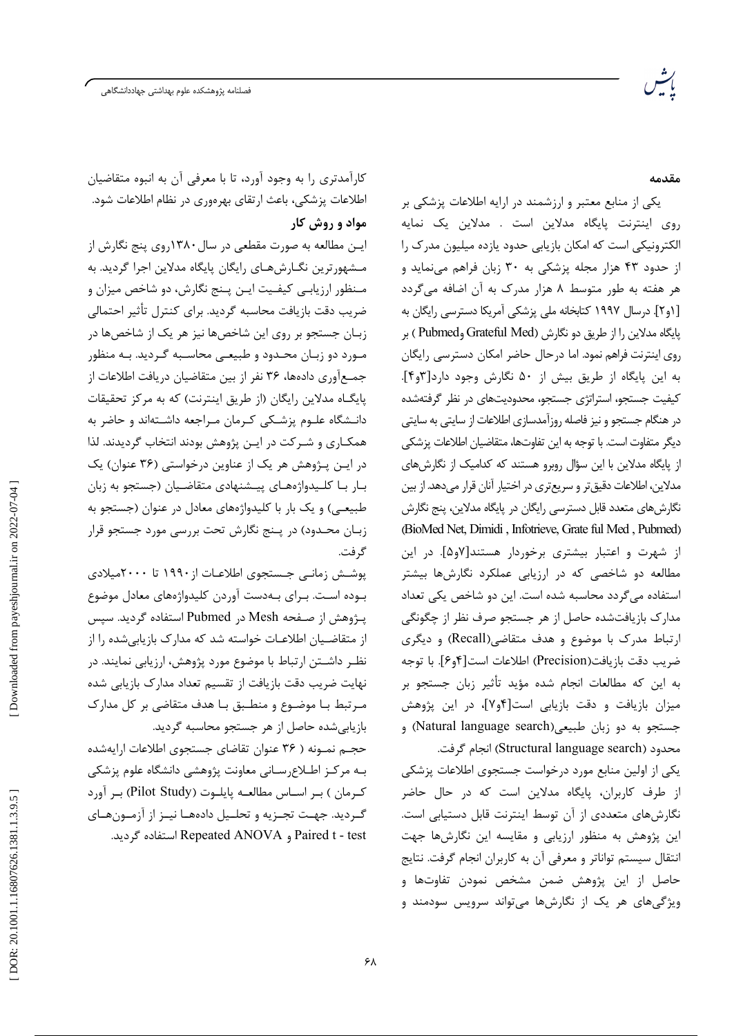## مقدمه

یکی از منابع معتبر و ارزشمند در ارایه اطلاعات پزشکی بر روی اینترنت پایگاه مدلاین است . مدلاین یک نمایه الکترونیکی است که امکان بازیابی حدود یازده میلیون مدرک را از حدود ۴۳ هزار مجله پزشکی به ۳۰ زبان فراهم می‌نماید و هر هفته به طور متوسط ۸ هزار مدرک به آن اضافه می‌گردد [۱و۲]. درسال ۱۹۹۷ کتابخانه ملی پزشکی آمریکا دسترسی رایگان به پایگاه مدلاین را از طریق دو نگارش (Grateful Med وPubmed ) بر روی اینترنت فراهم نمود. اما درحال حاضر امکان دسترسی رایگان به این پایگاه از طریق بیش از ۵۰ نگارش وجود دارد[۳و۴]. کیفیت جستجو، استراتژی جستجو، محدودیت‌های در نظر گرفته‌شده در هنگام جستجو و نیز فاصله روزآمدسازی اطلاعات از سایتی به سایتی دیگر متفاوت است. با توجه به این تفاوت‌ها، متقاضیان اطلاعات پزشکی از پایگاه مدلاین با این سؤال روبرو هستند که کدامیک از نگارش‌های مدلاین، اطلاعات دقیق‌تر و سریع‌تری در اختیار آنان قرار می‌دهد. از بین نگارش‌های متعدد قابل دسترسی رایگان در پایگاه مدلاین، پنج نگارش (BioMed Net, Dimidi , Infotrieve, Grate ful Med , Pubmed) از شهرت و اعتبار بیشتری برخوردار هستند[۵و۷]. در این مطالعه دو شاخصی که در ارزیابی عملکرد نگارش‌ها بیشتر استفاده می‌گردد محاسبه شده است. این دو شاخص یکی تعداد مدارک بازیافت‌شده حاصل از هر جستجو صرف نظر از چگونگی ارتباط مدرک با موضوع و هدف متقاضی(Recall) و دیگری ضریب دقت بازیافت(Precision) اطلاعات است[۴و۶]. با توجه به این که مطالعات انجام شده مؤید تأثیر زبان جستجو بر میزان بازیافت و دقت بازیابی است[۴و۷]، در این پژوهش جستجو به دو زبان طبیعی(Natural language search) و محدود (Structural language search) انجام گرفت.

یکی از اولین منابع مورد درخواست جستجوی اطلاعات پزشکی از طرف کاربران، پایگاه مدلاین است که در حال حاضر نگارش‌های متعددی از آن توسط اینترنت قابل دستیابی است. این پژوهش به منظور ارزیابی و مقایسه این نگارش‌ها جهت انتقال سیستم تواناتر و معرفی آن به کاربران انجام گرفت. نتایج حاصل از این پژوهش ضمن مشخص نمودن تفاوت‌ها و ویژگی‌های هر یک از نگارش‌ها می‌تواند سرویس سودمند و کارآمدتری را به وجود آورد، تا با معرفی آن به انبوه متقاضیان اطلاعات پزشکی، باعث ارتقای بهره‌وری در نظام اطلاعات شود.

## مواد و روش کار

این مطالعه به صورت مقطعی در سال ۱۳۸۰روی پنج نگارش از مشهورترین نگارش‌های رایگان پایگاه مدلاین اجرا گردید. به منظور ارزیابی کیفیت این پنج نگارش، دو شاخص میزان و ضریب دقت بازیافت محاسبه گردید. برای کنترل تأثیر احتمالی زبان جستجو بر روی این شاخص‌ها نیز هر یک از شاخص‌ها در مورد دو زبان محدود و طبیعی محاسبه گردید. به منظور جمع‌آوری داده‌ها، ۳۶ نفر از بین متقاضیان دریافت اطلاعات از پایگاه مدلاین رایگان (از طریق اینترنت) که به مرکز تحقیقات دانشگاه علوم پزشکی کرمان مراجعه داشته‌اند و حاضر به همکاری و شرکت در این پژوهش بودند انتخاب گردیدند. لذا در این پژوهش هر یک از عناوین درخواستی (۳۶ عنوان) یک بار با کلیدواژه‌های پیشنهادی متقاضیان (جستجو به زبان طبیعی) و یک بار با کلیدواژه‌های معادل در عنوان (جستجو به زبان محدود) در پنج نگارش تحت بررسی مورد جستجو قرار گرفت.

پوشش زمانی جستجوی اطلاعات از۱۹۹۰ تا ۲۰۰۰میلادی بوده است. برای به‌دست آوردن کلیدواژه‌های معادل موضوع پژوهش از صفحه Mesh در Pubmed استفاده گردید. سپس از متقاضیان اطلاعات خواسته شد که مدارک بازیابی‌شده را از نظر داشتن ارتباط با موضوع مورد پژوهش، ارزیابی نمایند. در نهایت ضریب دقت بازیافت از تقسیم تعداد مدارک بازیابی شده مرتبط با موضوع و منطبق با هدف متقاضی بر کل مدارک بازیابی‌شده حاصل از هر جستجو محاسبه گردید.

حجم نمونه ( ۳۶ عنوان تقاضای جستجوی اطلاعات ارایه‌شده به مرکز اطلاع‌رسانی معاونت پژوهشی دانشگاه علوم پزشکی کرمان ) بر اساس مطالعه پایلوت (Pilot Study) بر آورد گردید. جهت تجزیه و تحلیل داده‌ها نیز از آزمون‌های Paired t - test و Repeated ANOVA استفاده گردید.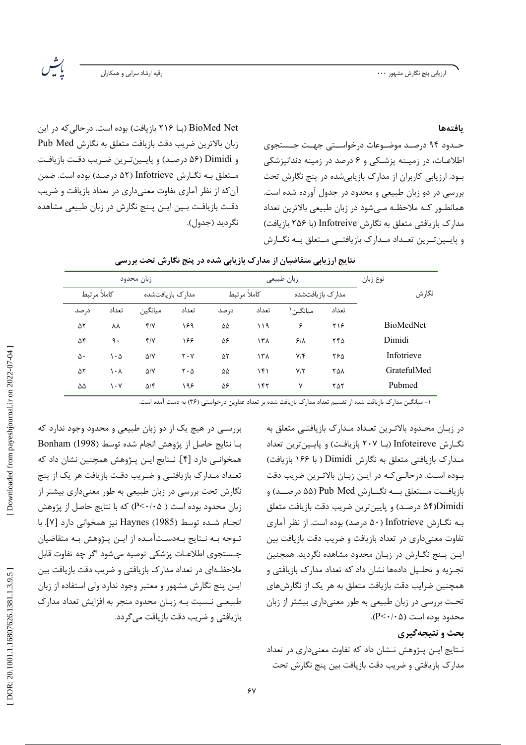## یافته‌ها

حدود ۹۴ درصد موضوعات درخواستی جهت جستجوی اطلاعات، در زمینه پزشکی و ۶ درصد در زمینه دندانپزشکی بود. ارزیابی کاربران از مدارک بازیابی‌شده در پنج نگارش تحت بررسی در دو زبان طبیعی و محدود در جدول آورده شده است. همانطور که ملاحظه می‌شود در زبان طبیعی بالاترین تعداد مدارک بازیافتی متعلق به نگارش Infotreive (با ۲۵۶ بازیافت) و پایین‌ترین تعداد مدارک بازیافتی متعلق به نگارش BioMed Net (با ۲۱۶ بازیافت) بوده است. درحالی‌که در این زبان بالاترین ضریب دقت بازیافت متعلق به نگارش Pub Med و Dimidi (۵۶ درصد) و پایین‌ترین ضریب دقت بازیافت متعلق به نگارش Infotrieve (۵۲ درصد) بوده است. ضمن آن‌که از نظر آماری تفاوت معنی‌داری در تعداد بازیافت و ضریب دقت بازیافت بین این پنج نگارش در زبان طبیعی مشاهده نگردید (جدول).

**نتایج ارزیابی متقاضیان از مدارک بازیابی شده در پنج نگارش تحت بررسی**

| نوع زبان | زبان طبیعی | | | | زبان محدود | | | |
|---|---|---|---|---|---|---|---|---|
| نگارش | مدارک بازیافت‌شده | | کاملاً مرتبط | | مدارک بازیافت‌شده | | کاملاً مرتبط | |
| | تعداد | میانگین[1] | تعداد | درصد | تعداد | میانگین | تعداد | درصد |
| BioMedNet | ۲۱۶ | ۶ | ۱۱۹ | ۵۵ | ۱۶۹ | ۴/۷ | ۸۸ | ۵۲ |
| Dimidi | ۲۴۵ | ۶/۸ | ۱۳۸ | ۵۶ | ۱۶۶ | ۴/۷ | ۹۰ | ۵۴ |
| Infotrieve | ۲۶۵ | ۷/۴ | ۱۳۸ | ۵۲ | ۲۰۷ | ۵/۷ | ۱۰۵ | ۵۰ |
| GratefulMed | ۲۵۸ | ۷/۲ | ۱۴۱ | ۵۵ | ۲۰۵ | ۵/۷ | ۱۰۸ | ۵۲ |
| Pubmed | ۲۵۲ | ۷ | ۱۴۲ | ۵۶ | ۱۹۶ | ۵/۴ | ۱۰۷ | ۵۵ |

۱- میانگین مدارک بازیافت شده از تقسیم تعداد مدارک بازیافت شده بر تعداد عناوین درخواستی (۳۶) به دست آمده است.

در زبان محدود بالاترین تعداد مدارک بازیافتی متعلق به نگارش Infoteireve (با ۲۰۷ بازیافت) و پایین‌ترین تعداد مدارک بازیافتی متعلق به نگارش Dimidi ( با ۱۶۶ بازیافت) بوده است. درحالی‌که در این زبان بالاترین ضریب دقت بازیافت متعلق به نگارش Pub Med (۵۵ درصد) و Dimidi(۵۴ درصد) و پایین‌ترین ضریب دقت بازیافت متعلق به نگارش Infotrieve (۵۰ درصد) بوده است. از نظر آماری تفاوت معنی‌داری در تعداد بازیافت و ضریب دقت بازیافت بین این پنج نگارش در زبان محدود مشاهده نگردید. همچنین تجزیه و تحلیل داده‌ها نشان داد که تعداد مدارک بازیافتی و همچنین ضرایب دقت بازیافت متعلق به هر یک از نگارش‌های تحت بررسی در زبان طبیعی به طور معنی‌داری بیشتر از زبان محدود بوده است ($P<0/05$).

## بحث و نتیجه‌گیری

نتایج این پژوهش نشان داد که تفاوت معنی‌داری در تعداد مدارک بازیافتی و ضریب دقت بازیافت بین پنج نگارش تحت بررسی در هیچ یک از دو زبان طبیعی و محدود وجود ندارد که با نتایج حاصل از پژوهش انجام شده توسط Bonham (1998) همخوانی دارد [۴]. نتایج این پژوهش همچنین نشان داد که تعداد مدارک بازیافتی و ضریب دقت بازیافت هر یک از پنج نگارش تحت بررسی در زبان طبیعی به طور معنی‌داری بیشتر از زبان محدود بوده است ( $P<0/05$) که با نتایج حاصل از پژوهش انجام شده توسط Haynes (1985) نیز همخوانی دارد [۷]. با توجه به نتایج به‌دست‌آمده از این پژوهش به متقاضیان جستجوی اطلاعات پزشکی توصیه می‌شود اگر چه تفاوت قابل ملاحظه‌ای در تعداد مدارک بازیافتی و ضریب دقت بازیافت بین این پنج نگارش مشهور و معتبر وجود ندارد ولی استفاده از زبان طبیعی نسبت به زبان محدود منجر به افزایش تعداد مدارک بازیافتی و ضریب دقت بازیافت می‌گردد.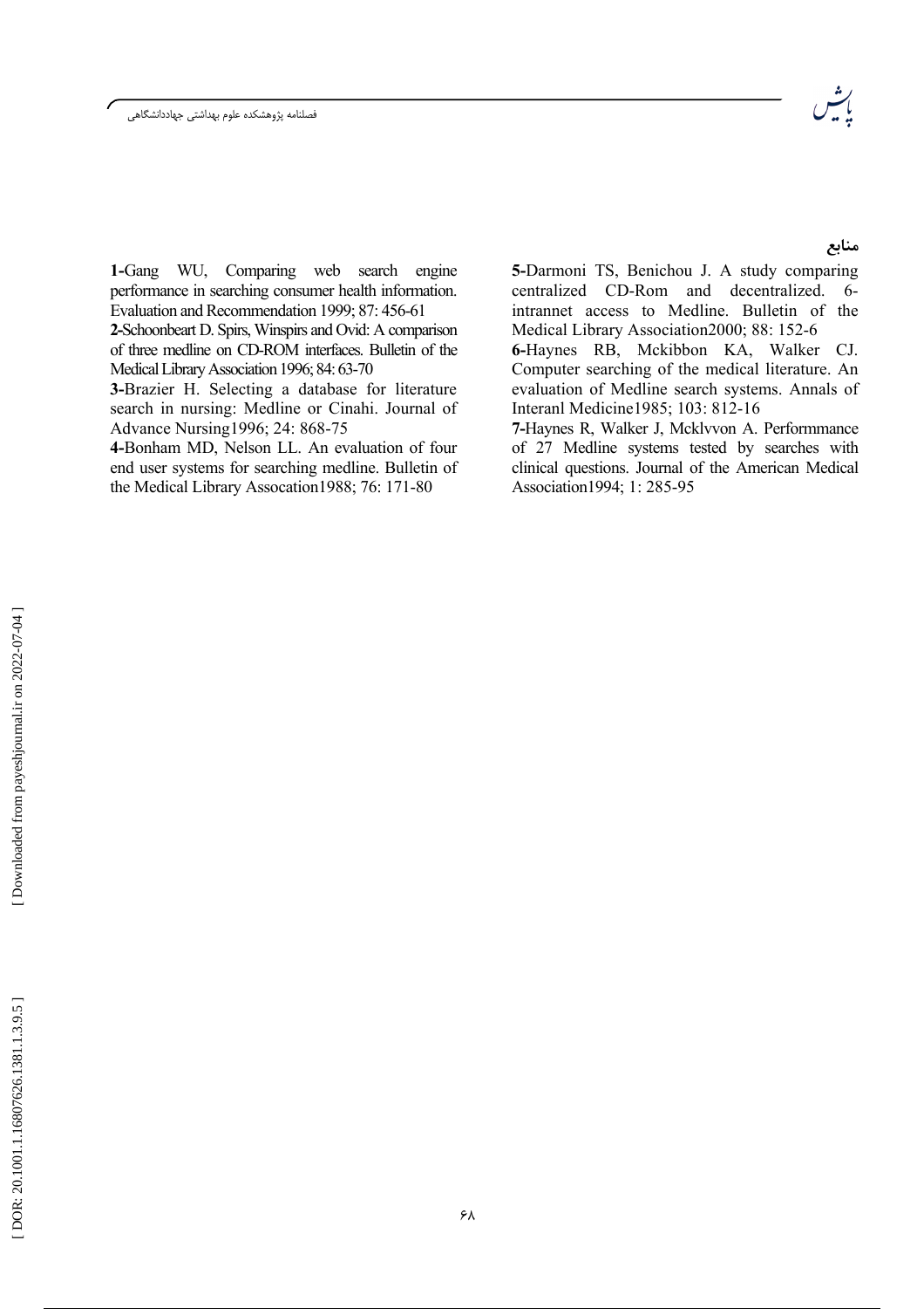## منابع

**1-**Gang WU, Comparing web search engine performance in searching consumer health information. Evaluation and Recommendation 1999; 87: 456-61

**2-**Schoonbeart D. Spirs, Winspirs and Ovid: A comparison of three medline on CD-ROM interfaces. Bulletin of the Medical Library Association 1996; 84: 63-70

**3-**Brazier H. Selecting a database for literature search in nursing: Medline or Cinahi. Journal of Advance Nursing1996; 24: 868-75

**4-**Bonham MD, Nelson LL. An evaluation of four end user systems for searching medline. Bulletin of the Medical Library Assocation1988; 76: 171-80

**5-**Darmoni TS, Benichou J. A study comparing centralized CD-Rom and decentralized. 6-intrannet access to Medline. Bulletin of the Medical Library Association2000; 88: 152-6

**6-**Haynes RB, Mckibbon KA, Walker CJ. Computer searching of the medical literature. An evaluation of Medline search systems. Annals of Interanl Medicine1985; 103: 812-16

**7-**Haynes R, Walker J, Mcklvvon A. Performmance of 27 Medline systems tested by searches with clinical questions. Journal of the American Medical Association1994; 1: 285-95